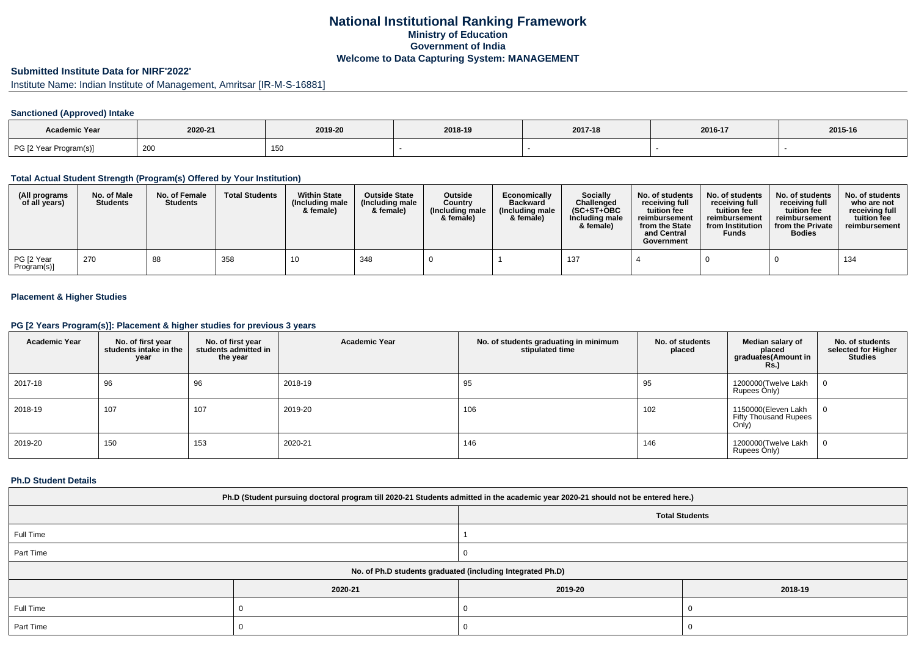# National Institutional Ranking Framework
## Ministry of Education
## Government of India
## Welcome to Data Capturing System: MANAGEMENT

### Submitted Institute Data for NIRF'2022'

Institute Name: Indian Institute of Management, Amritsar [IR-M-S-16881]

#### Sanctioned (Approved) Intake

| Academic Year | 2020-21 | 2019-20 | 2018-19 | 2017-18 | 2016-17 | 2015-16 |
|---|---|---|---|---|---|---|
| PG [2 Year Program(s)] | 200 | 150 | - | - | - | - |

#### Total Actual Student Strength (Program(s) Offered by Your Institution)

| (All programs of all years) | No. of Male Students | No. of Female Students | Total Students | Within State (Including male & female) | Outside State (Including male & female) | Outside Country (Including male & female) | Economically Backward (Including male & female) | Socially Challenged (SC+ST+OBC Including male & female) | No. of students receiving full tuition fee reimbursement from the State and Central Government | No. of students receiving full tuition fee reimbursement from Institution Funds | No. of students receiving full tuition fee reimbursement from the Private Bodies | No. of students who are not receiving full tuition fee reimbursement |
|---|---|---|---|---|---|---|---|---|---|---|---|---|
| PG [2 Year Program(s)] | 270 | 88 | 358 | 10 | 348 | 0 | 1 | 137 | 4 | 0 | 0 | 134 |

#### Placement & Higher Studies

#### PG [2 Years Program(s)]: Placement & higher studies for previous 3 years

| Academic Year | No. of first year students intake in the year | No. of first year students admitted in the year | Academic Year | No. of students graduating in minimum stipulated time | No. of students placed | Median salary of placed graduates(Amount in Rs.) | No. of students selected for Higher Studies |
|---|---|---|---|---|---|---|---|
| 2017-18 | 96 | 96 | 2018-19 | 95 | 95 | 1200000(Twelve Lakh Rupees Only) | 0 |
| 2018-19 | 107 | 107 | 2019-20 | 106 | 102 | 1150000(Eleven Lakh Fifty Thousand Rupees Only) | 0 |
| 2019-20 | 150 | 153 | 2020-21 | 146 | 146 | 1200000(Twelve Lakh Rupees Only) | 0 |

#### Ph.D Student Details

| Ph.D (Student pursuing doctoral program till 2020-21 Students admitted in the academic year 2020-21 should not be entered here.) | |
|---|---|
| | Total Students |
| Full Time | 1 |
| Part Time | 0 |

| No. of Ph.D students graduated (including Integrated Ph.D) | | | |
|---|---|---|---|
| | 2020-21 | 2019-20 | 2018-19 |
| Full Time | 0 | 0 | 0 |
| Part Time | 0 | 0 | 0 |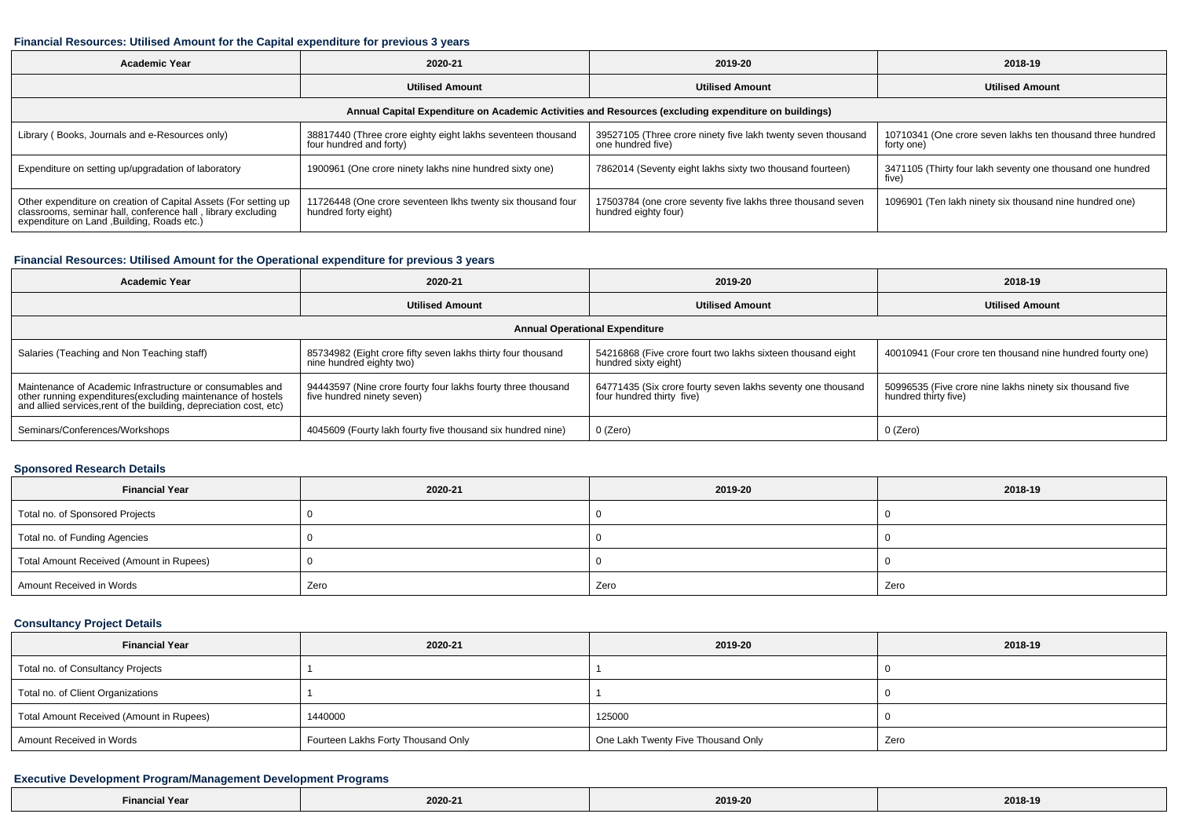### Financial Resources: Utilised Amount for the Capital expenditure for previous 3 years

| Academic Year | 2020-21 | 2019-20 | 2018-19 |
|---|---|---|---|
| | Utilised Amount | Utilised Amount | Utilised Amount |
| Annual Capital Expenditure on Academic Activities and Resources (excluding expenditure on buildings) | | | |
| Library ( Books, Journals and e-Resources only) | 38817440 (Three crore eighty eight lakhs seventeen thousand four hundred and forty) | 39527105 (Three crore ninety five lakh twenty seven thousand one hundred five) | 10710341 (One crore seven lakhs ten thousand three hundred forty one) |
| Expenditure on setting up/upgradation of laboratory | 1900961 (One crore ninety lakhs nine hundred sixty one) | 7862014 (Seventy eight lakhs sixty two thousand fourteen) | 3471105 (Thirty four lakh seventy one thousand one hundred five) |
| Other expenditure on creation of Capital Assets (For setting up classrooms, seminar hall, conference hall , library excluding expenditure on Land ,Building, Roads etc.) | 11726448 (One crore seventeen lkhs twenty six thousand four hundred forty eight) | 17503784 (one crore seventy five lakhs three thousand seven hundred eighty four) | 1096901 (Ten lakh ninety six thousand nine hundred one) |

### Financial Resources: Utilised Amount for the Operational expenditure for previous 3 years

| Academic Year | 2020-21 | 2019-20 | 2018-19 |
|---|---|---|---|
| | Utilised Amount | Utilised Amount | Utilised Amount |
| Annual Operational Expenditure | | | |
| Salaries (Teaching and Non Teaching staff) | 85734982 (Eight crore fifty seven lakhs thirty four thousand nine hundred eighty two) | 54216868 (Five crore fourt two lakhs sixteen thousand eight hundred sixty eight) | 40010941 (Four crore ten thousand nine hundred fourty one) |
| Maintenance of Academic Infrastructure or consumables and other running expenditures(excluding maintenance of hostels and allied services,rent of the building, depreciation cost, etc) | 94443597 (Nine crore fourty four lakhs fourty three thousand five hundred ninety seven) | 64771435 (Six crore fourty seven lakhs seventy one thousand four hundred thirty five) | 50996535 (Five crore nine lakhs ninety six thousand five hundred thirty five) |
| Seminars/Conferences/Workshops | 4045609 (Fourty lakh fourty five thousand six hundred nine) | 0 (Zero) | 0 (Zero) |

### Sponsored Research Details

| Financial Year | 2020-21 | 2019-20 | 2018-19 |
|---|---|---|---|
| Total no. of Sponsored Projects | 0 | 0 | 0 |
| Total no. of Funding Agencies | 0 | 0 | 0 |
| Total Amount Received (Amount in Rupees) | 0 | 0 | 0 |
| Amount Received in Words | Zero | Zero | Zero |

### Consultancy Project Details

| Financial Year | 2020-21 | 2019-20 | 2018-19 |
|---|---|---|---|
| Total no. of Consultancy Projects | 1 | 1 | 0 |
| Total no. of Client Organizations | 1 | 1 | 0 |
| Total Amount Received (Amount in Rupees) | 1440000 | 125000 | 0 |
| Amount Received in Words | Fourteen Lakhs Forty Thousand Only | One Lakh Twenty Five Thousand Only | Zero |

### Executive Development Program/Management Development Programs

| Financial Year | 2020-21 | 2019-20 | 2018-19 |
|---|---|---|---|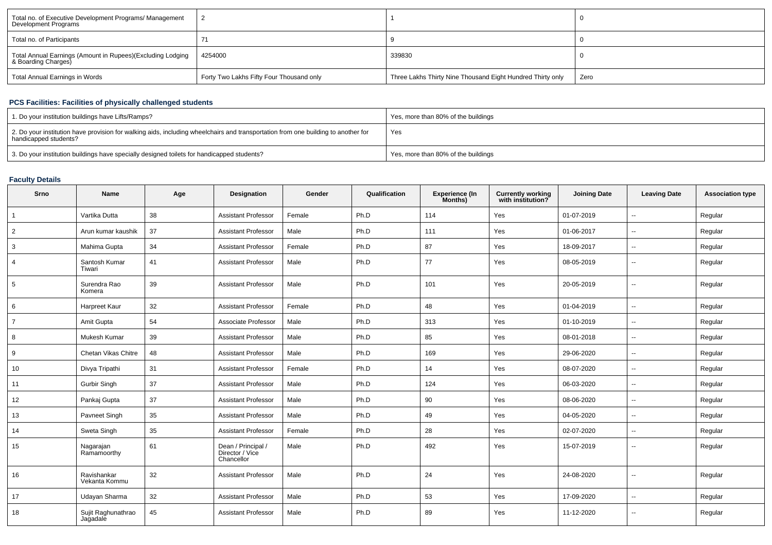| Total no. of Executive Development Programs/ Management Development Programs | 2 | 1 | 0 |
|---|---|---|---|
| Total no. of Participants | 71 | 9 | 0 |
| Total Annual Earnings (Amount in Rupees)(Excluding Lodging & Boarding Charges) | 4254000 | 339830 | 0 |
| Total Annual Earnings in Words | Forty Two Lakhs Fifty Four Thousand only | Three Lakhs Thirty Nine Thousand Eight Hundred Thirty only | Zero |

## PCS Facilities: Facilities of physically challenged students

| 1. Do your institution buildings have Lifts/Ramps? | Yes, more than 80% of the buildings |
|---|---|
| 2. Do your institution have provision for walking aids, including wheelchairs and transportation from one building to another for handicapped students? | Yes |
| 3. Do your institution buildings have specially designed toilets for handicapped students? | Yes, more than 80% of the buildings |

## Faculty Details

| Srno | Name | Age | Designation | Gender | Qualification | Experience (In Months) | Currently working with institution? | Joining Date | Leaving Date | Association type |
|---|---|---|---|---|---|---|---|---|---|---|
| 1 | Vartika Dutta | 38 | Assistant Professor | Female | Ph.D | 114 | Yes | 01-07-2019 | -- | Regular |
| 2 | Arun kumar kaushik | 37 | Assistant Professor | Male | Ph.D | 111 | Yes | 01-06-2017 | -- | Regular |
| 3 | Mahima Gupta | 34 | Assistant Professor | Female | Ph.D | 87 | Yes | 18-09-2017 | -- | Regular |
| 4 | Santosh Kumar Tiwari | 41 | Assistant Professor | Male | Ph.D | 77 | Yes | 08-05-2019 | -- | Regular |
| 5 | Surendra Rao Komera | 39 | Assistant Professor | Male | Ph.D | 101 | Yes | 20-05-2019 | -- | Regular |
| 6 | Harpreet Kaur | 32 | Assistant Professor | Female | Ph.D | 48 | Yes | 01-04-2019 | -- | Regular |
| 7 | Amit Gupta | 54 | Associate Professor | Male | Ph.D | 313 | Yes | 01-10-2019 | -- | Regular |
| 8 | Mukesh Kumar | 39 | Assistant Professor | Male | Ph.D | 85 | Yes | 08-01-2018 | -- | Regular |
| 9 | Chetan Vikas Chitre | 48 | Assistant Professor | Male | Ph.D | 169 | Yes | 29-06-2020 | -- | Regular |
| 10 | Divya Tripathi | 31 | Assistant Professor | Female | Ph.D | 14 | Yes | 08-07-2020 | -- | Regular |
| 11 | Gurbir Singh | 37 | Assistant Professor | Male | Ph.D | 124 | Yes | 06-03-2020 | -- | Regular |
| 12 | Pankaj Gupta | 37 | Assistant Professor | Male | Ph.D | 90 | Yes | 08-06-2020 | -- | Regular |
| 13 | Pavneet Singh | 35 | Assistant Professor | Male | Ph.D | 49 | Yes | 04-05-2020 | -- | Regular |
| 14 | Sweta Singh | 35 | Assistant Professor | Female | Ph.D | 28 | Yes | 02-07-2020 | -- | Regular |
| 15 | Nagarajan Ramamoorthy | 61 | Dean / Principal / Director / Vice Chancellor | Male | Ph.D | 492 | Yes | 15-07-2019 | -- | Regular |
| 16 | Ravishankar Vekanta Kommu | 32 | Assistant Professor | Male | Ph.D | 24 | Yes | 24-08-2020 | -- | Regular |
| 17 | Udayan Sharma | 32 | Assistant Professor | Male | Ph.D | 53 | Yes | 17-09-2020 | -- | Regular |
| 18 | Sujit Raghunathrao Jagadale | 45 | Assistant Professor | Male | Ph.D | 89 | Yes | 11-12-2020 | -- | Regular |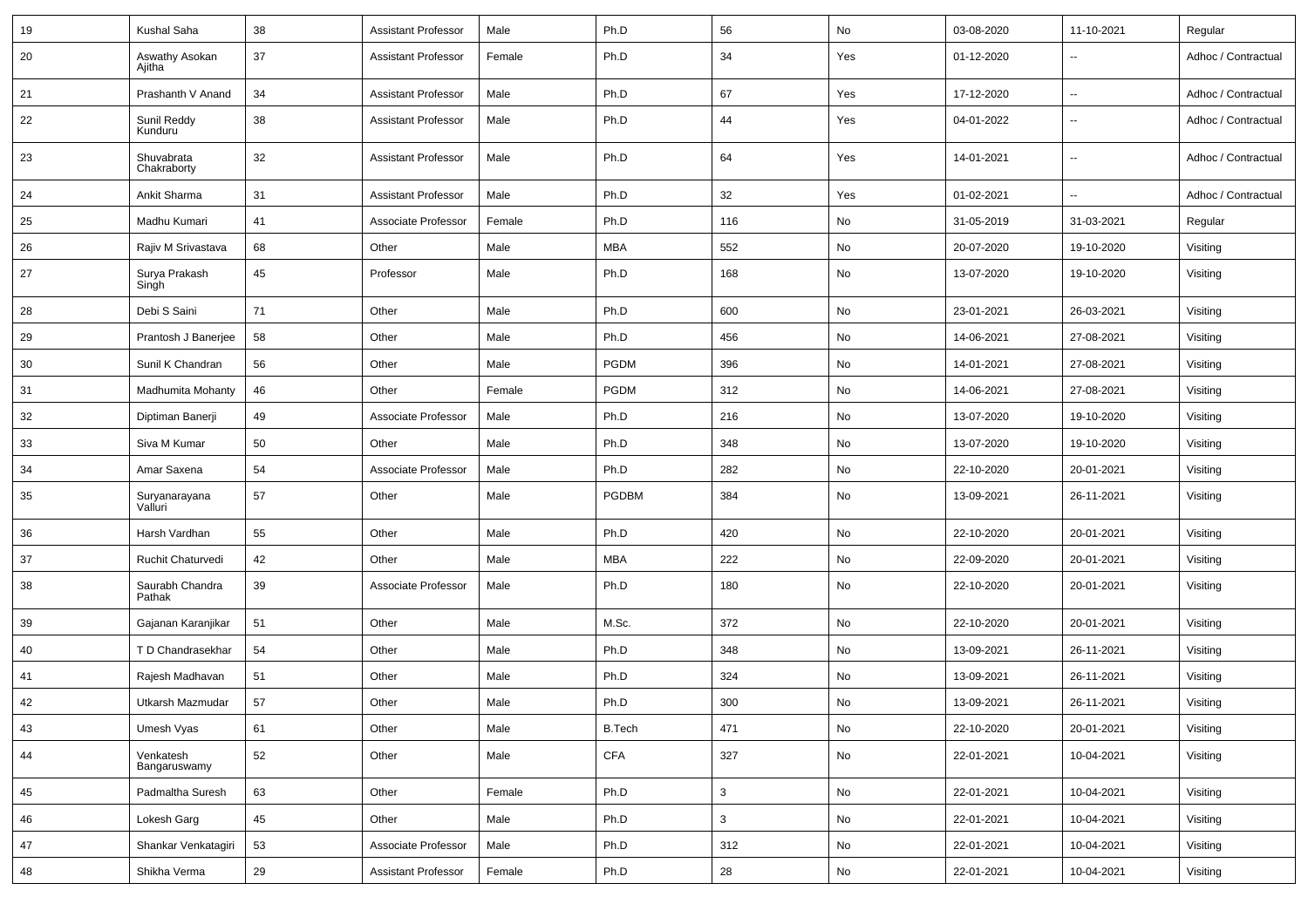| 19 | Kushal Saha | 38 | Assistant Professor | Male | Ph.D | 56 | No | 03-08-2020 | 11-10-2021 | Regular |
|---|---|---|---|---|---|---|---|---|---|---|
| 20 | Aswathy Asokan Ajitha | 37 | Assistant Professor | Female | Ph.D | 34 | Yes | 01-12-2020 | -- | Adhoc / Contractual |
| 21 | Prashanth V Anand | 34 | Assistant Professor | Male | Ph.D | 67 | Yes | 17-12-2020 | -- | Adhoc / Contractual |
| 22 | Sunil Reddy Kunduru | 38 | Assistant Professor | Male | Ph.D | 44 | Yes | 04-01-2022 | -- | Adhoc / Contractual |
| 23 | Shuvabrata Chakraborty | 32 | Assistant Professor | Male | Ph.D | 64 | Yes | 14-01-2021 | -- | Adhoc / Contractual |
| 24 | Ankit Sharma | 31 | Assistant Professor | Male | Ph.D | 32 | Yes | 01-02-2021 | -- | Adhoc / Contractual |
| 25 | Madhu Kumari | 41 | Associate Professor | Female | Ph.D | 116 | No | 31-05-2019 | 31-03-2021 | Regular |
| 26 | Rajiv M Srivastava | 68 | Other | Male | MBA | 552 | No | 20-07-2020 | 19-10-2020 | Visiting |
| 27 | Surya Prakash Singh | 45 | Professor | Male | Ph.D | 168 | No | 13-07-2020 | 19-10-2020 | Visiting |
| 28 | Debi S Saini | 71 | Other | Male | Ph.D | 600 | No | 23-01-2021 | 26-03-2021 | Visiting |
| 29 | Prantosh J Banerjee | 58 | Other | Male | Ph.D | 456 | No | 14-06-2021 | 27-08-2021 | Visiting |
| 30 | Sunil K Chandran | 56 | Other | Male | PGDM | 396 | No | 14-01-2021 | 27-08-2021 | Visiting |
| 31 | Madhumita Mohanty | 46 | Other | Female | PGDM | 312 | No | 14-06-2021 | 27-08-2021 | Visiting |
| 32 | Diptiman Banerji | 49 | Associate Professor | Male | Ph.D | 216 | No | 13-07-2020 | 19-10-2020 | Visiting |
| 33 | Siva M Kumar | 50 | Other | Male | Ph.D | 348 | No | 13-07-2020 | 19-10-2020 | Visiting |
| 34 | Amar Saxena | 54 | Associate Professor | Male | Ph.D | 282 | No | 22-10-2020 | 20-01-2021 | Visiting |
| 35 | Suryanarayana Valluri | 57 | Other | Male | PGDBM | 384 | No | 13-09-2021 | 26-11-2021 | Visiting |
| 36 | Harsh Vardhan | 55 | Other | Male | Ph.D | 420 | No | 22-10-2020 | 20-01-2021 | Visiting |
| 37 | Ruchit Chaturvedi | 42 | Other | Male | MBA | 222 | No | 22-09-2020 | 20-01-2021 | Visiting |
| 38 | Saurabh Chandra Pathak | 39 | Associate Professor | Male | Ph.D | 180 | No | 22-10-2020 | 20-01-2021 | Visiting |
| 39 | Gajanan Karanjikar | 51 | Other | Male | M.Sc. | 372 | No | 22-10-2020 | 20-01-2021 | Visiting |
| 40 | T D Chandrasekhar | 54 | Other | Male | Ph.D | 348 | No | 13-09-2021 | 26-11-2021 | Visiting |
| 41 | Rajesh Madhavan | 51 | Other | Male | Ph.D | 324 | No | 13-09-2021 | 26-11-2021 | Visiting |
| 42 | Utkarsh Mazmudar | 57 | Other | Male | Ph.D | 300 | No | 13-09-2021 | 26-11-2021 | Visiting |
| 43 | Umesh Vyas | 61 | Other | Male | B.Tech | 471 | No | 22-10-2020 | 20-01-2021 | Visiting |
| 44 | Venkatesh Bangaruswamy | 52 | Other | Male | CFA | 327 | No | 22-01-2021 | 10-04-2021 | Visiting |
| 45 | Padmaltha Suresh | 63 | Other | Female | Ph.D | 3 | No | 22-01-2021 | 10-04-2021 | Visiting |
| 46 | Lokesh Garg | 45 | Other | Male | Ph.D | 3 | No | 22-01-2021 | 10-04-2021 | Visiting |
| 47 | Shankar Venkatagiri | 53 | Associate Professor | Male | Ph.D | 312 | No | 22-01-2021 | 10-04-2021 | Visiting |
| 48 | Shikha Verma | 29 | Assistant Professor | Female | Ph.D | 28 | No | 22-01-2021 | 10-04-2021 | Visiting |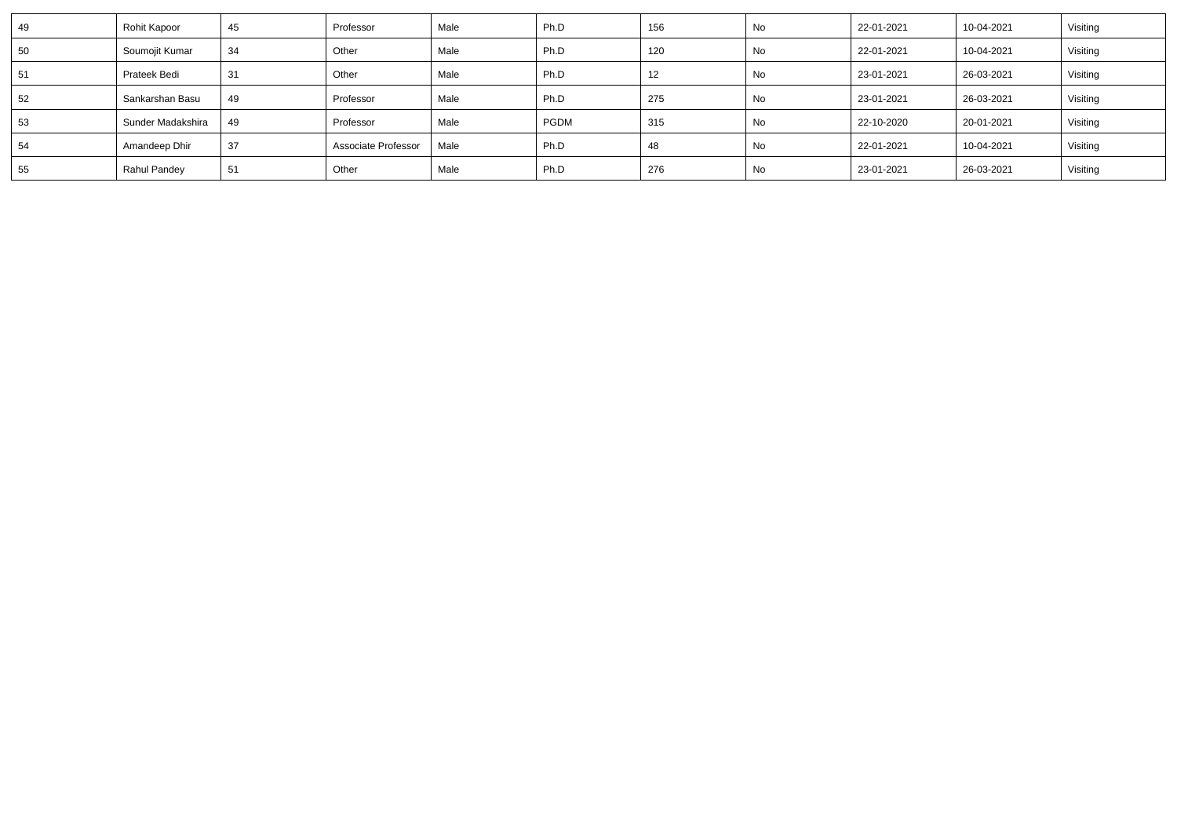| | | | | | | | | | | |
|---|---|---|---|---|---|---|---|---|---|---|
| 49 | Rohit Kapoor | 45 | Professor | Male | Ph.D | 156 | No | 22-01-2021 | 10-04-2021 | Visiting |
| 50 | Soumojit Kumar | 34 | Other | Male | Ph.D | 120 | No | 22-01-2021 | 10-04-2021 | Visiting |
| 51 | Prateek Bedi | 31 | Other | Male | Ph.D | 12 | No | 23-01-2021 | 26-03-2021 | Visiting |
| 52 | Sankarshan Basu | 49 | Professor | Male | Ph.D | 275 | No | 23-01-2021 | 26-03-2021 | Visiting |
| 53 | Sunder Madakshira | 49 | Professor | Male | PGDM | 315 | No | 22-10-2020 | 20-01-2021 | Visiting |
| 54 | Amandeep Dhir | 37 | Associate Professor | Male | Ph.D | 48 | No | 22-01-2021 | 10-04-2021 | Visiting |
| 55 | Rahul Pandey | 51 | Other | Male | Ph.D | 276 | No | 23-01-2021 | 26-03-2021 | Visiting |